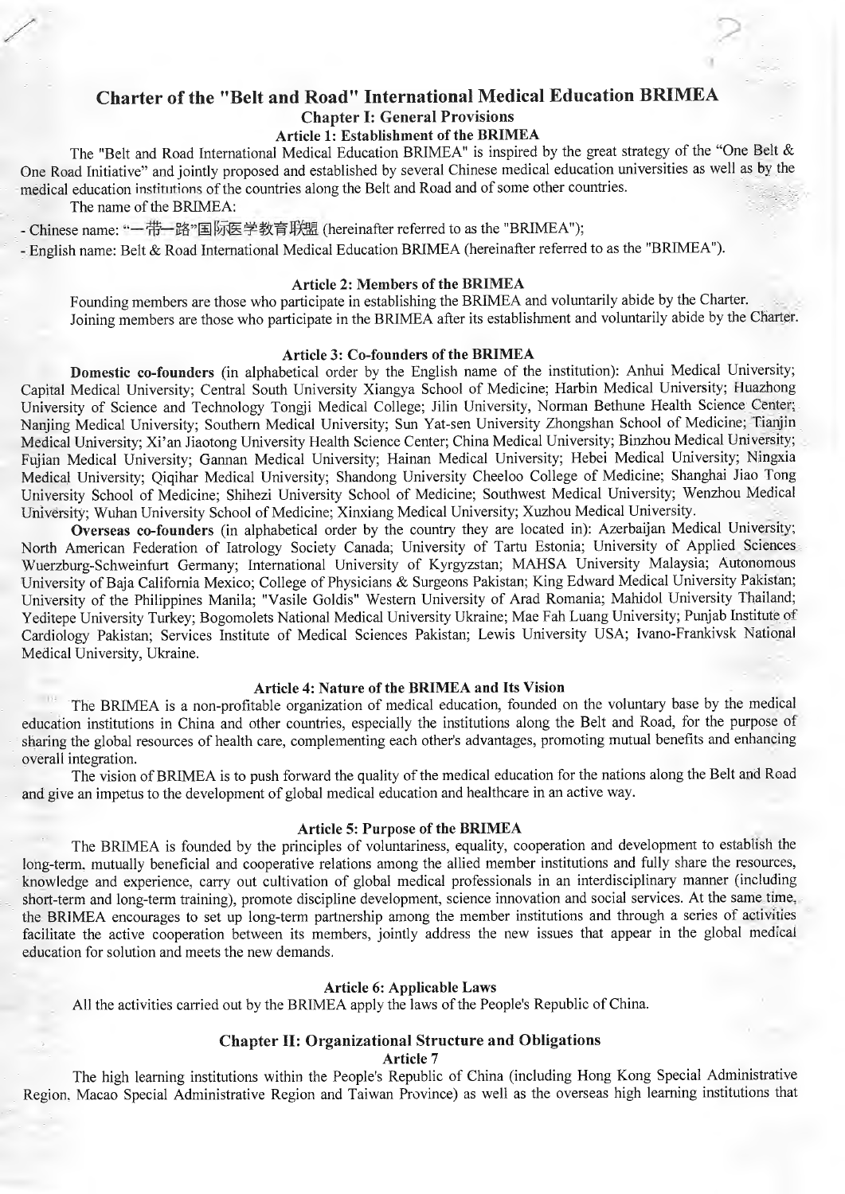# Charter of the "Belt and Road" International Medical Education BRIMEA

## Chapter I: General Provisions

### Article 1: Establishment of the BRIMEA

The "Belt and Road International Medical Education BRIMEA" is inspired by the great strategy of the "One Belt & One Road Initiative" and jointly proposed and established by several Chinese medical education universities as well as by the medical education institutions of the countries along the Belt and Road and of some other countries.

The name of the BRIMEA:

- Chinese name: "一带一路"国际医学教育联盟 (hereinafter referred to as the "BRIMEA");
- English name: Belt & Road International Medical Education BRIMEA (hereinafter referred to as the "BRIMEA").

### Article 2: Members of the BRIMEA

Founding members are those who participate in establishing the BRIMEA and voluntarily abide by the Charter.

Joining members are those who participate in the BRIMEA after its establishment and voluntarily abide by the Charter.

### Article 3: Co-founders of the BRIMEA

**Domestic co-founders** (in alphabetical order by the English name of the institution): Anhui Medical University; Capital Medical University; Central South University Xiangya School of Medicine; Harbin Medical University; Huazhong University of Science and Technology Tongji Medical College; Jilin University, Norman Bethune Health Science Center; Nanjing Medical University; Southern Medical University; Sun Yat-sen University Zhongshan School of Medicine; Tianjin Medical University; Xi'an Jiaotong University Health Science Center; China Medical University; Binzhou Medical University; Fujian Medical University; Gannan Medical University; Hainan Medical University; Hebei Medical University; Ningxia Medical University; Qiqihar Medical University; Shandong University Cheeloo College of Medicine; Shanghai Jiao Tong University School of Medicine; Shihezi University School of Medicine; Southwest Medical University; Wenzhou Medical University; Wuhan University School of Medicine; Xinxiang Medical University; Xuzhou Medical University.

**Overseas co-founders** (in alphabetical order by the country they are located in): Azerbaijan Medical University; North American Federation of Iatrology Society Canada; University of Tartu Estonia; University of Applied Sciences Wuerzburg-Schweinfurt Germany; International University of Kyrgyzstan; MAHSA University Malaysia; Autonomous University of Baja California Mexico; College of Physicians & Surgeons Pakistan; King Edward Medical University Pakistan; University of the Philippines Manila; "Vasile Goldis" Western University of Arad Romania; Mahidol University Thailand; Yeditepe University Turkey; Bogomolets National Medical University Ukraine; Mae Fah Luang University; Punjab Institute of Cardiology Pakistan; Services Institute of Medical Sciences Pakistan; Lewis University USA; Ivano-Frankivsk National Medical University, Ukraine.

### Article 4: Nature of the BRIMEA and Its Vision

The BRIMEA is a non-profitable organization of medical education, founded on the voluntary base by the medical education institutions in China and other countries, especially the institutions along the Belt and Road, for the purpose of sharing the global resources of health care, complementing each other's advantages, promoting mutual benefits and enhancing overall integration.

The vision of BRIMEA is to push forward the quality of the medical education for the nations along the Belt and Road and give an impetus to the development of global medical education and healthcare in an active way.

### Article 5: Purpose of the BRIMEA

The BRIMEA is founded by the principles of voluntariness, equality, cooperation and development to establish the long-term, mutually beneficial and cooperative relations among the allied member institutions and fully share the resources, knowledge and experience, carry out cultivation of global medical professionals in an interdisciplinary manner (including short-term and long-term training), promote discipline development, science innovation and social services. At the same time, the BRIMEA encourages to set up long-term partnership among the member institutions and through a series of activities facilitate the active cooperation between its members, jointly address the new issues that appear in the global medical education for solution and meets the new demands.

### Article 6: Applicable Laws

All the activities carried out by the BRIMEA apply the laws of the People's Republic of China.

## Chapter II: Organizational Structure and Obligations

### Article 7

The high learning institutions within the People's Republic of China (including Hong Kong Special Administrative Region, Macao Special Administrative Region and Taiwan Province) as well as the overseas high learning institutions that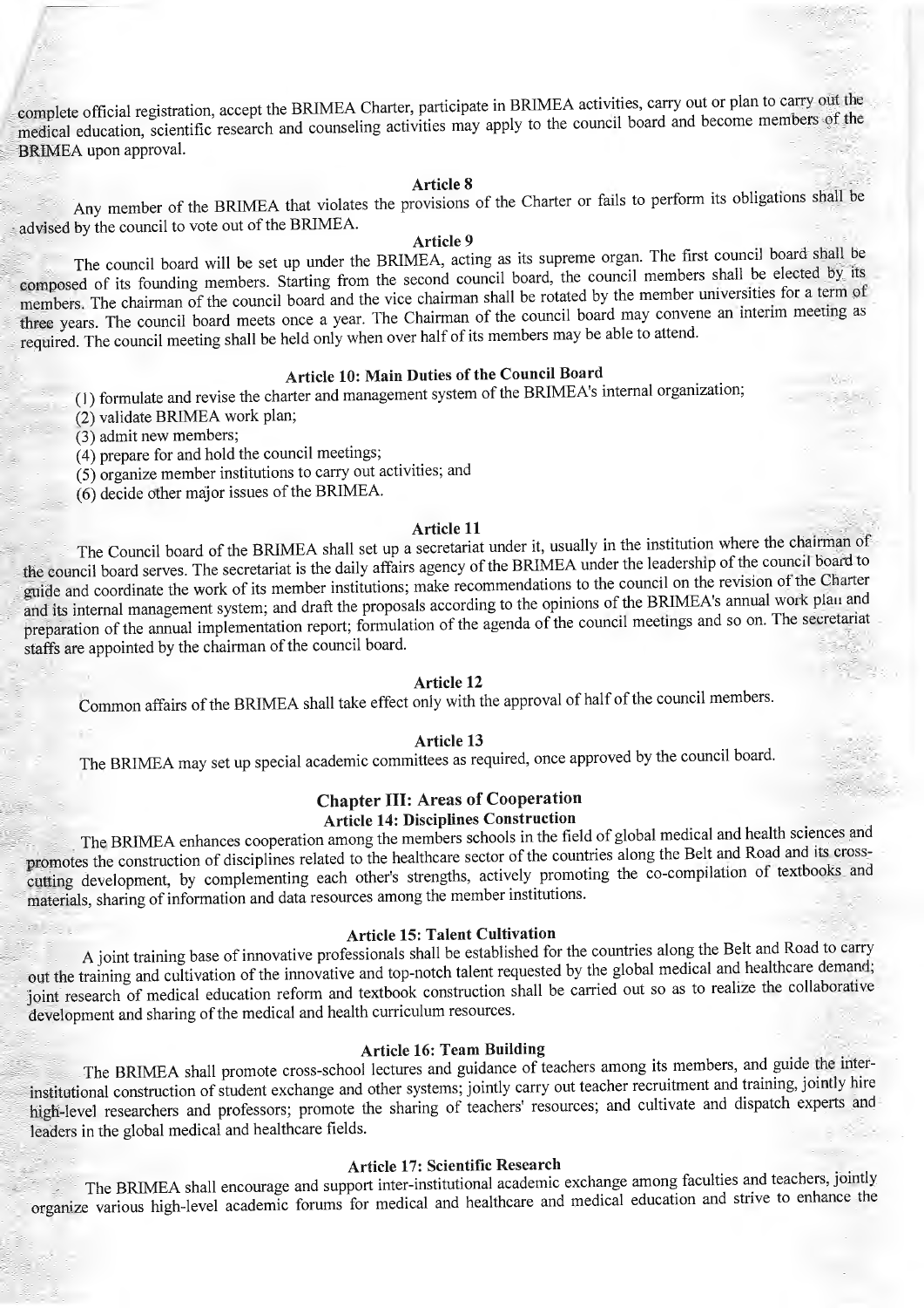complete official registration, accept the BRIMEA Charter, participate in BRIMEA activities, carry out or plan to carry out the medical education, scientific research and counseling activities may apply to the council board and become members of the BRIMEA upon approval.

### Article 8

Any member of the BRIMEA that violates the provisions of the Charter or fails to perform its obligations shall be advised by the council to vote out of the BRIMEA.

### Article 9

The council board will be set up under the BRIMEA, acting as its supreme organ. The first council board shall be composed of its founding members. Starting from the second council board, the council members shall be elected by its members. The chairman of the council board and the vice chairman shall be rotated by the member universities for a term of three years. The council board meets once a year. The Chairman of the council board may convene an interim meeting as required. The council meeting shall be held only when over half of its members may be able to attend.

### Article 10: Main Duties of the Council Board

(1) formulate and revise the charter and management system of the BRIMEA's internal organization;
(2) validate BRIMEA work plan;
(3) admit new members;
(4) prepare for and hold the council meetings;
(5) organize member institutions to carry out activities; and
(6) decide other major issues of the BRIMEA.

### Article 11

The Council board of the BRIMEA shall set up a secretariat under it, usually in the institution where the chairman of the council board serves. The secretariat is the daily affairs agency of the BRIMEA under the leadership of the council board to guide and coordinate the work of its member institutions; make recommendations to the council on the revision of the Charter and its internal management system; and draft the proposals according to the opinions of the BRIMEA's annual work plan and preparation of the annual implementation report; formulation of the agenda of the council meetings and so on. The secretariat staffs are appointed by the chairman of the council board.

### Article 12

Common affairs of the BRIMEA shall take effect only with the approval of half of the council members.

### Article 13

The BRIMEA may set up special academic committees as required, once approved by the council board.

## Chapter III: Areas of Cooperation

### Article 14: Disciplines Construction

The BRIMEA enhances cooperation among the members schools in the field of global medical and health sciences and promotes the construction of disciplines related to the healthcare sector of the countries along the Belt and Road and its cross-cutting development, by complementing each other's strengths, actively promoting the co-compilation of textbooks and materials, sharing of information and data resources among the member institutions.

### Article 15: Talent Cultivation

A joint training base of innovative professionals shall be established for the countries along the Belt and Road to carry out the training and cultivation of the innovative and top-notch talent requested by the global medical and healthcare demand; joint research of medical education reform and textbook construction shall be carried out so as to realize the collaborative development and sharing of the medical and health curriculum resources.

### Article 16: Team Building

The BRIMEA shall promote cross-school lectures and guidance of teachers among its members, and guide the inter-institutional construction of student exchange and other systems; jointly carry out teacher recruitment and training, jointly hire high-level researchers and professors; promote the sharing of teachers' resources; and cultivate and dispatch experts and leaders in the global medical and healthcare fields.

### Article 17: Scientific Research

The BRIMEA shall encourage and support inter-institutional academic exchange among faculties and teachers, jointly organize various high-level academic forums for medical and healthcare and medical education and strive to enhance the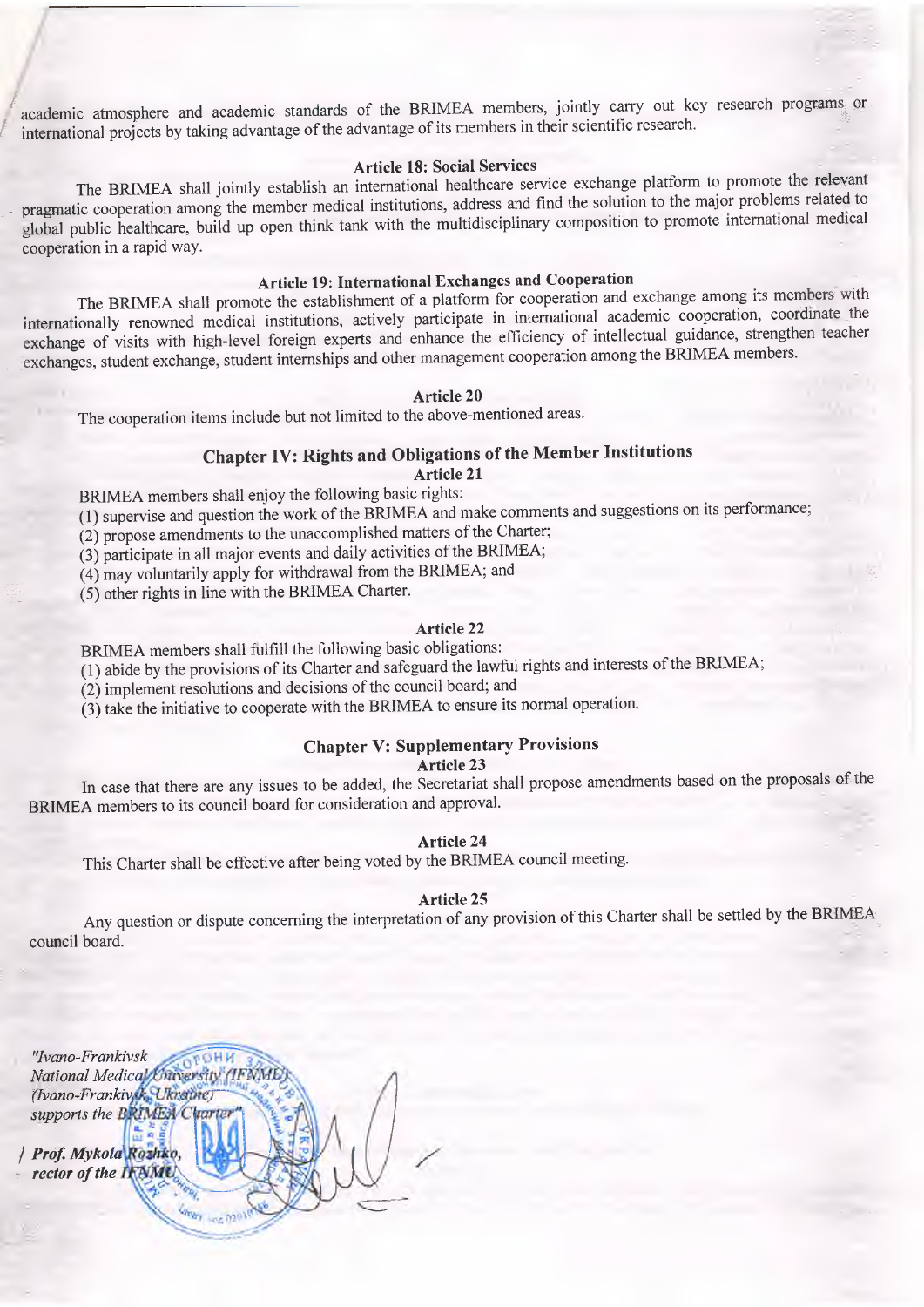academic atmosphere and academic standards of the BRIMEA members, jointly carry out key research programs or international projects by taking advantage of the advantage of its members in their scientific research.

### Article 18: Social Services

The BRIMEA shall jointly establish an international healthcare service exchange platform to promote the relevant pragmatic cooperation among the member medical institutions, address and find the solution to the major problems related to global public healthcare, build up open think tank with the multidisciplinary composition to promote international medical cooperation in a rapid way.

### Article 19: International Exchanges and Cooperation

The BRIMEA shall promote the establishment of a platform for cooperation and exchange among its members with internationally renowned medical institutions, actively participate in international academic cooperation, coordinate the exchange of visits with high-level foreign experts and enhance the efficiency of intellectual guidance, strengthen teacher exchanges, student exchange, student internships and other management cooperation among the BRIMEA members.

### Article 20

The cooperation items include but not limited to the above-mentioned areas.

## Chapter IV: Rights and Obligations of the Member Institutions

### Article 21

BRIMEA members shall enjoy the following basic rights:

(1) supervise and question the work of the BRIMEA and make comments and suggestions on its performance;
(2) propose amendments to the unaccomplished matters of the Charter;
(3) participate in all major events and daily activities of the BRIMEA;
(4) may voluntarily apply for withdrawal from the BRIMEA; and
(5) other rights in line with the BRIMEA Charter.

### Article 22

BRIMEA members shall fulfill the following basic obligations:

(1) abide by the provisions of its Charter and safeguard the lawful rights and interests of the BRIMEA;
(2) implement resolutions and decisions of the council board; and
(3) take the initiative to cooperate with the BRIMEA to ensure its normal operation.

## Chapter V: Supplementary Provisions

### Article 23

In case that there are any issues to be added, the Secretariat shall propose amendments based on the proposals of the BRIMEA members to its council board for consideration and approval.

### Article 24

This Charter shall be effective after being voted by the BRIMEA council meeting.

### Article 25

Any question or dispute concerning the interpretation of any provision of this Charter shall be settled by the BRIMEA council board.

*"Ivano-Frankivsk National Medical University (IFNMU) (Ivano-Frankivsk, Ukraine) supports the BRIMEA Charter"*

***Prof. Mykola Rozhko, rector of the IFNMU***